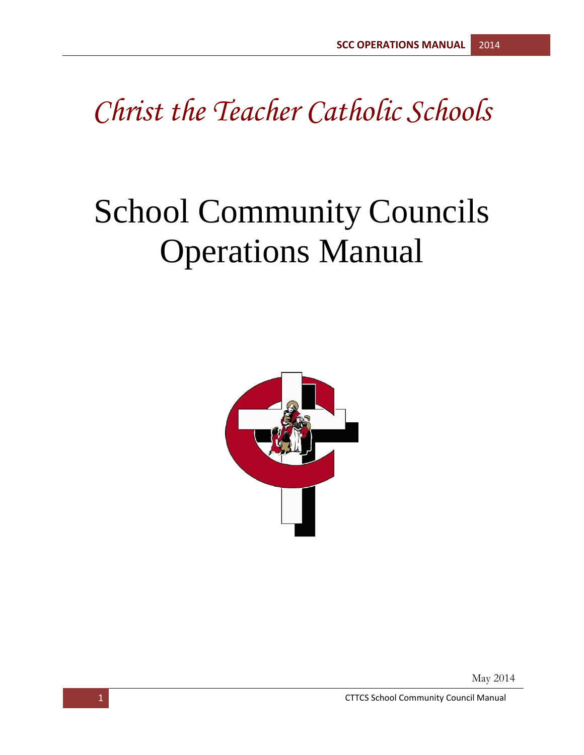*Christ the Teacher Catholic Schools*

# School Community Councils Operations Manual

May 2014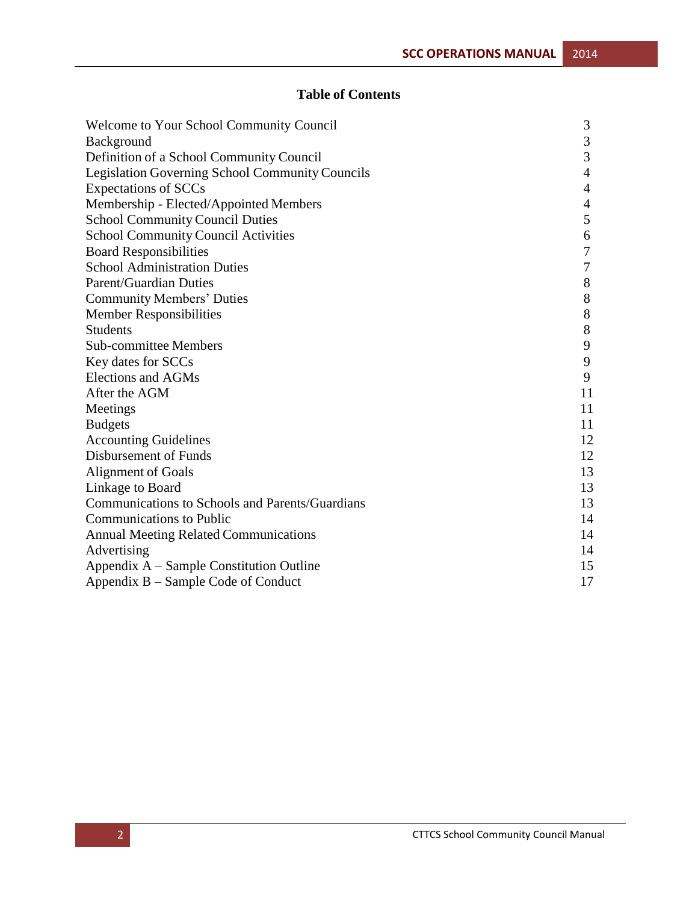# Table of Contents

| | |
|---|---|
| Welcome to Your School Community Council | 3 |
| Background | 3 |
| Definition of a School Community Council | 3 |
| Legislation Governing School Community Councils | 4 |
| Expectations of SCCs | 4 |
| Membership - Elected/Appointed Members | 4 |
| School Community Council Duties | 5 |
| School Community Council Activities | 6 |
| Board Responsibilities | 7 |
| School Administration Duties | 7 |
| Parent/Guardian Duties | 8 |
| Community Members' Duties | 8 |
| Member Responsibilities | 8 |
| Students | 8 |
| Sub-committee Members | 9 |
| Key dates for SCCs | 9 |
| Elections and AGMs | 9 |
| After the AGM | 11 |
| Meetings | 11 |
| Budgets | 11 |
| Accounting Guidelines | 12 |
| Disbursement of Funds | 12 |
| Alignment of Goals | 13 |
| Linkage to Board | 13 |
| Communications to Schools and Parents/Guardians | 13 |
| Communications to Public | 14 |
| Annual Meeting Related Communications | 14 |
| Advertising | 14 |
| Appendix A – Sample Constitution Outline | 15 |
| Appendix B – Sample Code of Conduct | 17 |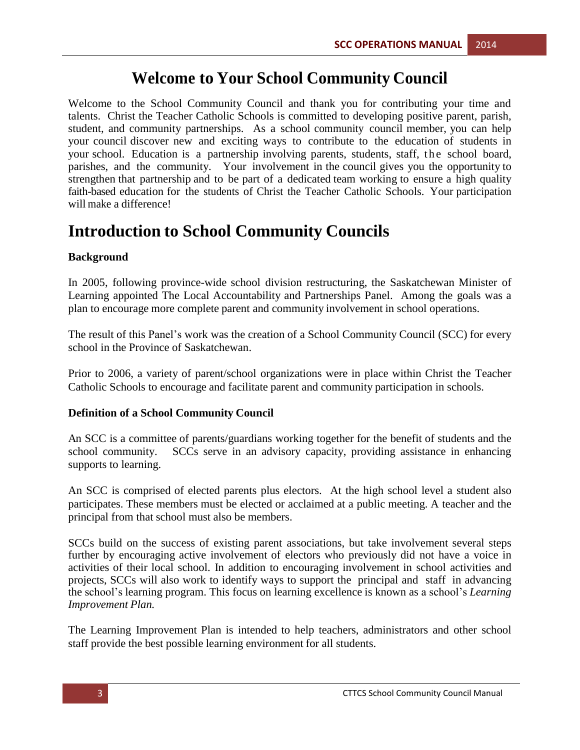# Welcome to Your School Community Council

Welcome to the School Community Council and thank you for contributing your time and talents. Christ the Teacher Catholic Schools is committed to developing positive parent, parish, student, and community partnerships. As a school community council member, you can help your council discover new and exciting ways to contribute to the education of students in your school. Education is a partnership involving parents, students, staff, the school board, parishes, and the community. Your involvement in the council gives you the opportunity to strengthen that partnership and to be part of a dedicated team working to ensure a high quality faith-based education for the students of Christ the Teacher Catholic Schools. Your participation will make a difference!

# Introduction to School Community Councils

**Background**

In 2005, following province-wide school division restructuring, the Saskatchewan Minister of Learning appointed The Local Accountability and Partnerships Panel. Among the goals was a plan to encourage more complete parent and community involvement in school operations.

The result of this Panel's work was the creation of a School Community Council (SCC) for every school in the Province of Saskatchewan.

Prior to 2006, a variety of parent/school organizations were in place within Christ the Teacher Catholic Schools to encourage and facilitate parent and community participation in schools.

**Definition of a School Community Council**

An SCC is a committee of parents/guardians working together for the benefit of students and the school community. SCCs serve in an advisory capacity, providing assistance in enhancing supports to learning.

An SCC is comprised of elected parents plus electors. At the high school level a student also participates. These members must be elected or acclaimed at a public meeting. A teacher and the principal from that school must also be members.

SCCs build on the success of existing parent associations, but take involvement several steps further by encouraging active involvement of electors who previously did not have a voice in activities of their local school. In addition to encouraging involvement in school activities and projects, SCCs will also work to identify ways to support the principal and staff in advancing the school's learning program. This focus on learning excellence is known as a school's *Learning Improvement Plan.*

The Learning Improvement Plan is intended to help teachers, administrators and other school staff provide the best possible learning environment for all students.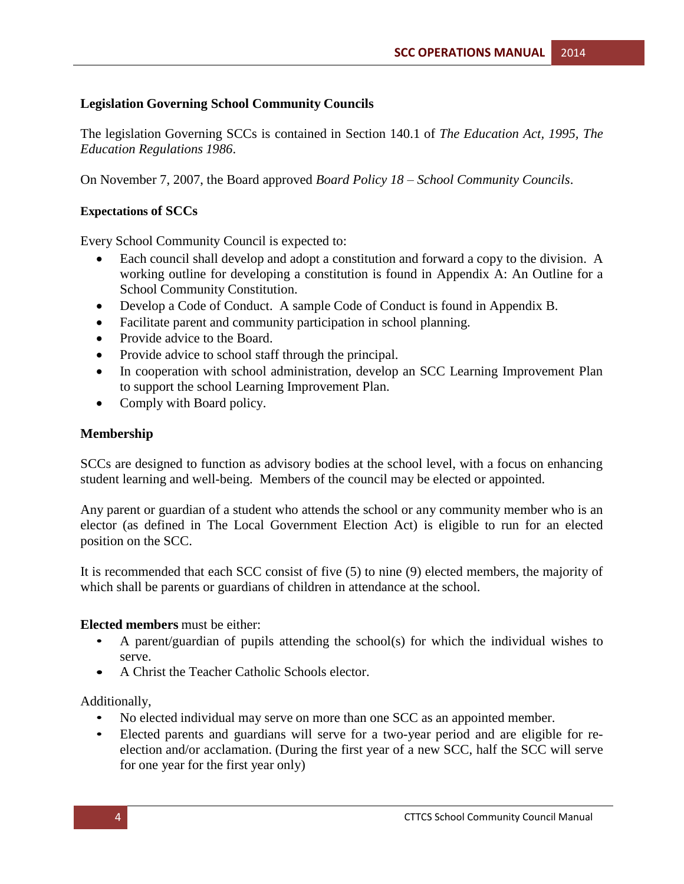## Legislation Governing School Community Councils

The legislation Governing SCCs is contained in Section 140.1 of *The Education Act, 1995, The Education Regulations 1986*.

On November 7, 2007, the Board approved *Board Policy 18 – School Community Councils*.

### Expectations of SCCs

Every School Community Council is expected to:

- Each council shall develop and adopt a constitution and forward a copy to the division. A working outline for developing a constitution is found in Appendix A: An Outline for a School Community Constitution.
- Develop a Code of Conduct. A sample Code of Conduct is found in Appendix B.
- Facilitate parent and community participation in school planning.
- Provide advice to the Board.
- Provide advice to school staff through the principal.
- In cooperation with school administration, develop an SCC Learning Improvement Plan to support the school Learning Improvement Plan.
- Comply with Board policy.

## Membership

SCCs are designed to function as advisory bodies at the school level, with a focus on enhancing student learning and well-being. Members of the council may be elected or appointed.

Any parent or guardian of a student who attends the school or any community member who is an elector (as defined in The Local Government Election Act) is eligible to run for an elected position on the SCC.

It is recommended that each SCC consist of five (5) to nine (9) elected members, the majority of which shall be parents or guardians of children in attendance at the school.

**Elected members** must be either:

- A parent/guardian of pupils attending the school(s) for which the individual wishes to serve.
- A Christ the Teacher Catholic Schools elector.

Additionally,

- No elected individual may serve on more than one SCC as an appointed member.
- Elected parents and guardians will serve for a two-year period and are eligible for re-election and/or acclamation. (During the first year of a new SCC, half the SCC will serve for one year for the first year only)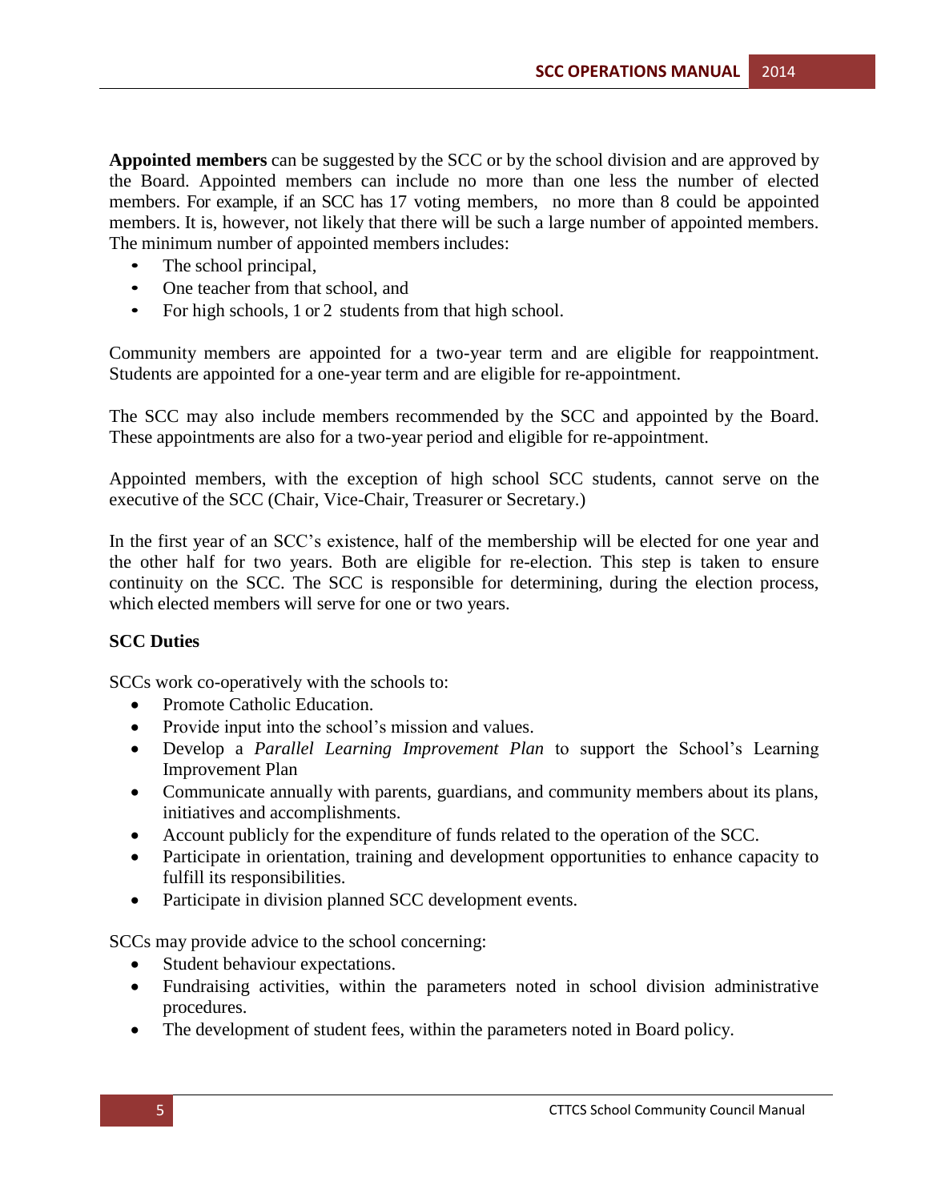**Appointed members** can be suggested by the SCC or by the school division and are approved by the Board. Appointed members can include no more than one less the number of elected members. For example, if an SCC has 17 voting members, no more than 8 could be appointed members. It is, however, not likely that there will be such a large number of appointed members. The minimum number of appointed members includes:

- The school principal,
- One teacher from that school, and
- For high schools, 1 or 2 students from that high school.

Community members are appointed for a two-year term and are eligible for reappointment. Students are appointed for a one-year term and are eligible for re-appointment.

The SCC may also include members recommended by the SCC and appointed by the Board. These appointments are also for a two-year period and eligible for re-appointment.

Appointed members, with the exception of high school SCC students, cannot serve on the executive of the SCC (Chair, Vice-Chair, Treasurer or Secretary.)

In the first year of an SCC's existence, half of the membership will be elected for one year and the other half for two years. Both are eligible for re-election. This step is taken to ensure continuity on the SCC. The SCC is responsible for determining, during the election process, which elected members will serve for one or two years.

**SCC Duties**

SCCs work co-operatively with the schools to:

- Promote Catholic Education.
- Provide input into the school's mission and values.
- Develop a *Parallel Learning Improvement Plan* to support the School's Learning Improvement Plan
- Communicate annually with parents, guardians, and community members about its plans, initiatives and accomplishments.
- Account publicly for the expenditure of funds related to the operation of the SCC.
- Participate in orientation, training and development opportunities to enhance capacity to fulfill its responsibilities.
- Participate in division planned SCC development events.

SCCs may provide advice to the school concerning:

- Student behaviour expectations.
- Fundraising activities, within the parameters noted in school division administrative procedures.
- The development of student fees, within the parameters noted in Board policy.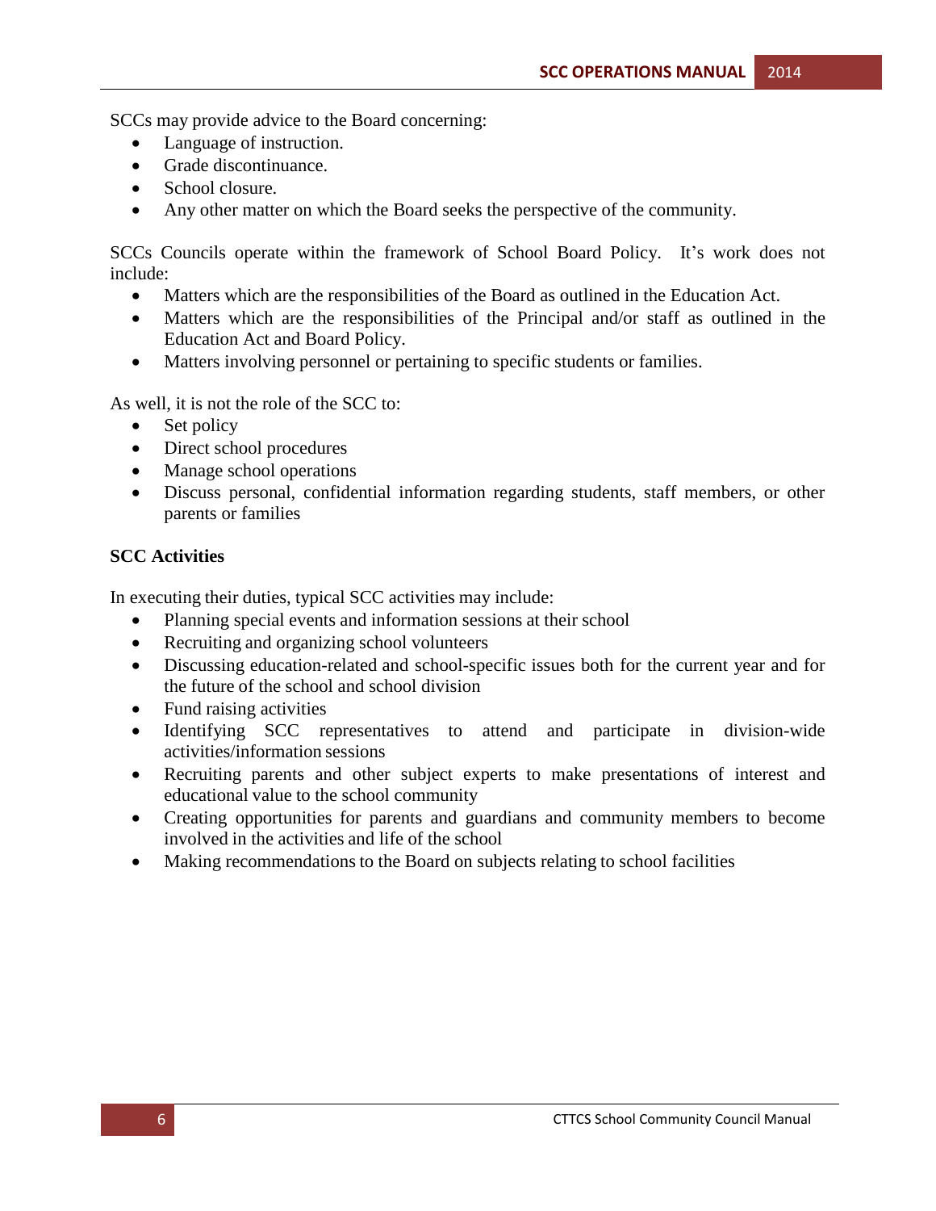SCCs may provide advice to the Board concerning:

- Language of instruction.
- Grade discontinuance.
- School closure.
- Any other matter on which the Board seeks the perspective of the community.

SCCs Councils operate within the framework of School Board Policy. It's work does not include:

- Matters which are the responsibilities of the Board as outlined in the Education Act.
- Matters which are the responsibilities of the Principal and/or staff as outlined in the Education Act and Board Policy.
- Matters involving personnel or pertaining to specific students or families.

As well, it is not the role of the SCC to:

- Set policy
- Direct school procedures
- Manage school operations
- Discuss personal, confidential information regarding students, staff members, or other parents or families

**SCC Activities**

In executing their duties, typical SCC activities may include:

- Planning special events and information sessions at their school
- Recruiting and organizing school volunteers
- Discussing education-related and school-specific issues both for the current year and for the future of the school and school division
- Fund raising activities
- Identifying SCC representatives to attend and participate in division-wide activities/information sessions
- Recruiting parents and other subject experts to make presentations of interest and educational value to the school community
- Creating opportunities for parents and guardians and community members to become involved in the activities and life of the school
- Making recommendations to the Board on subjects relating to school facilities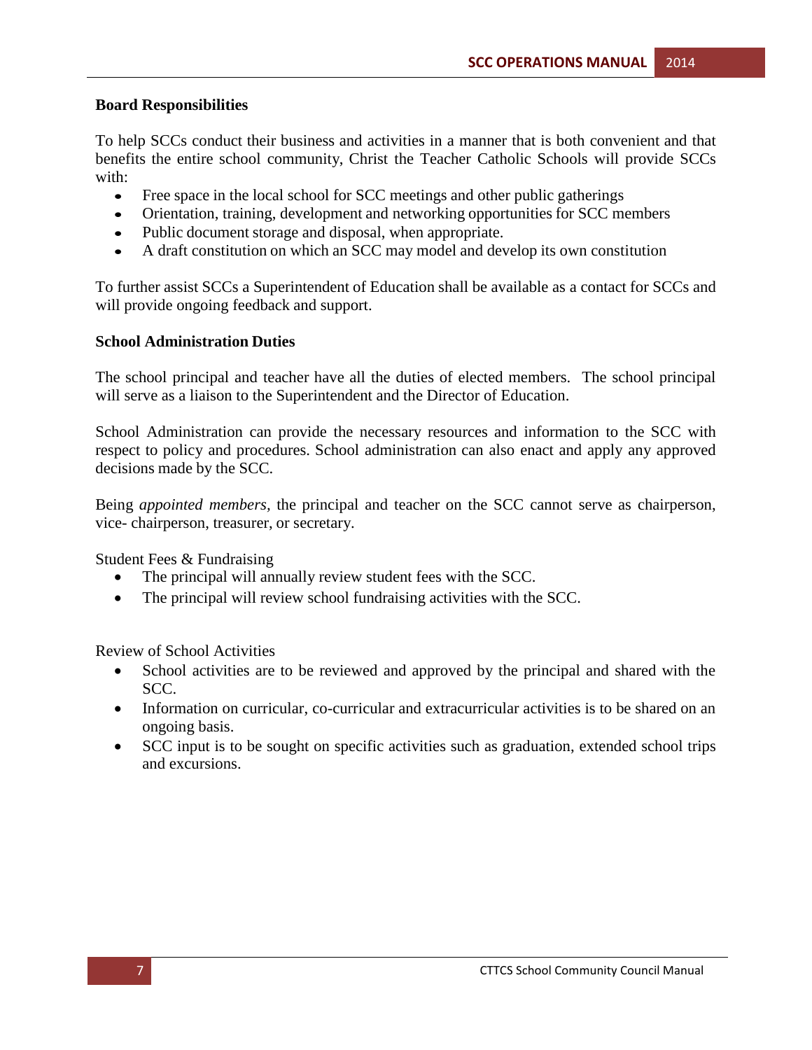**Board Responsibilities**

To help SCCs conduct their business and activities in a manner that is both convenient and that benefits the entire school community, Christ the Teacher Catholic Schools will provide SCCs with:

- Free space in the local school for SCC meetings and other public gatherings
- Orientation, training, development and networking opportunities for SCC members
- Public document storage and disposal, when appropriate.
- A draft constitution on which an SCC may model and develop its own constitution

To further assist SCCs a Superintendent of Education shall be available as a contact for SCCs and will provide ongoing feedback and support.

**School Administration Duties**

The school principal and teacher have all the duties of elected members. The school principal will serve as a liaison to the Superintendent and the Director of Education.

School Administration can provide the necessary resources and information to the SCC with respect to policy and procedures. School administration can also enact and apply any approved decisions made by the SCC.

Being *appointed members,* the principal and teacher on the SCC cannot serve as chairperson, vice- chairperson, treasurer, or secretary.

Student Fees & Fundraising

- The principal will annually review student fees with the SCC.
- The principal will review school fundraising activities with the SCC.

Review of School Activities

- School activities are to be reviewed and approved by the principal and shared with the SCC.
- Information on curricular, co-curricular and extracurricular activities is to be shared on an ongoing basis.
- SCC input is to be sought on specific activities such as graduation, extended school trips and excursions.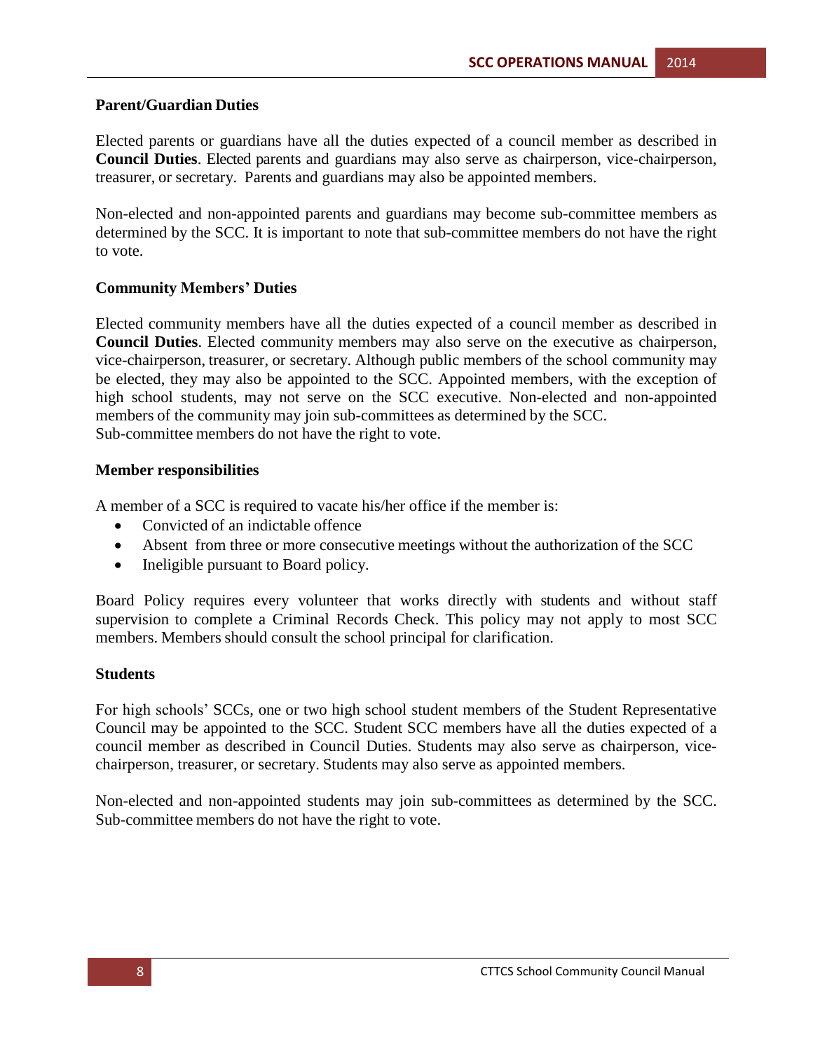### Parent/Guardian Duties

Elected parents or guardians have all the duties expected of a council member as described in **Council Duties**. Elected parents and guardians may also serve as chairperson, vice-chairperson, treasurer, or secretary. Parents and guardians may also be appointed members.

Non-elected and non-appointed parents and guardians may become sub-committee members as determined by the SCC. It is important to note that sub-committee members do not have the right to vote.

### Community Members' Duties

Elected community members have all the duties expected of a council member as described in **Council Duties**. Elected community members may also serve on the executive as chairperson, vice-chairperson, treasurer, or secretary. Although public members of the school community may be elected, they may also be appointed to the SCC. Appointed members, with the exception of high school students, may not serve on the SCC executive. Non-elected and non-appointed members of the community may join sub-committees as determined by the SCC. Sub-committee members do not have the right to vote.

### Member responsibilities

A member of a SCC is required to vacate his/her office if the member is:

- Convicted of an indictable offence
- Absent from three or more consecutive meetings without the authorization of the SCC
- Ineligible pursuant to Board policy.

Board Policy requires every volunteer that works directly with students and without staff supervision to complete a Criminal Records Check. This policy may not apply to most SCC members. Members should consult the school principal for clarification.

### Students

For high schools' SCCs, one or two high school student members of the Student Representative Council may be appointed to the SCC. Student SCC members have all the duties expected of a council member as described in Council Duties. Students may also serve as chairperson, vice-chairperson, treasurer, or secretary. Students may also serve as appointed members.

Non-elected and non-appointed students may join sub-committees as determined by the SCC. Sub-committee members do not have the right to vote.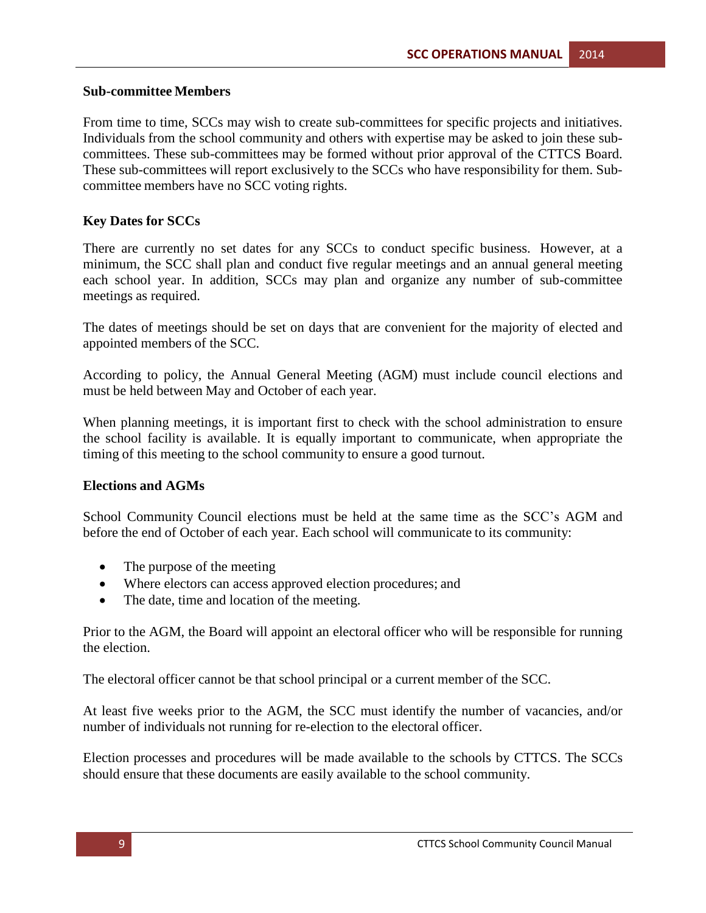### Sub-committee Members

From time to time, SCCs may wish to create sub-committees for specific projects and initiatives. Individuals from the school community and others with expertise may be asked to join these sub-committees. These sub-committees may be formed without prior approval of the CTTCS Board. These sub-committees will report exclusively to the SCCs who have responsibility for them. Sub-committee members have no SCC voting rights.

### Key Dates for SCCs

There are currently no set dates for any SCCs to conduct specific business. However, at a minimum, the SCC shall plan and conduct five regular meetings and an annual general meeting each school year. In addition, SCCs may plan and organize any number of sub-committee meetings as required.

The dates of meetings should be set on days that are convenient for the majority of elected and appointed members of the SCC.

According to policy, the Annual General Meeting (AGM) must include council elections and must be held between May and October of each year.

When planning meetings, it is important first to check with the school administration to ensure the school facility is available. It is equally important to communicate, when appropriate the timing of this meeting to the school community to ensure a good turnout.

### Elections and AGMs

School Community Council elections must be held at the same time as the SCC's AGM and before the end of October of each year. Each school will communicate to its community:

- The purpose of the meeting
- Where electors can access approved election procedures; and
- The date, time and location of the meeting.

Prior to the AGM, the Board will appoint an electoral officer who will be responsible for running the election.

The electoral officer cannot be that school principal or a current member of the SCC.

At least five weeks prior to the AGM, the SCC must identify the number of vacancies, and/or number of individuals not running for re-election to the electoral officer.

Election processes and procedures will be made available to the schools by CTTCS. The SCCs should ensure that these documents are easily available to the school community.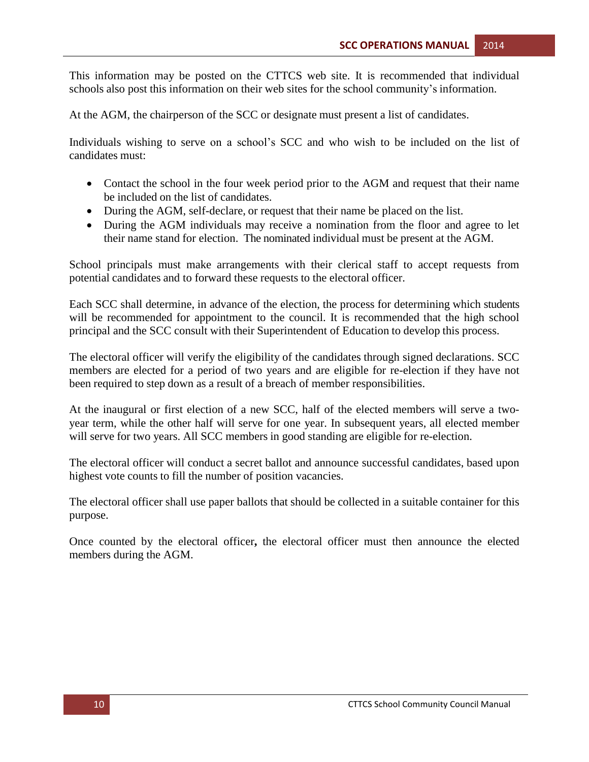This information may be posted on the CTTCS web site. It is recommended that individual schools also post this information on their web sites for the school community's information.

At the AGM, the chairperson of the SCC or designate must present a list of candidates.

Individuals wishing to serve on a school's SCC and who wish to be included on the list of candidates must:

- Contact the school in the four week period prior to the AGM and request that their name be included on the list of candidates.
- During the AGM, self-declare, or request that their name be placed on the list.
- During the AGM individuals may receive a nomination from the floor and agree to let their name stand for election. The nominated individual must be present at the AGM.

School principals must make arrangements with their clerical staff to accept requests from potential candidates and to forward these requests to the electoral officer.

Each SCC shall determine, in advance of the election, the process for determining which students will be recommended for appointment to the council. It is recommended that the high school principal and the SCC consult with their Superintendent of Education to develop this process.

The electoral officer will verify the eligibility of the candidates through signed declarations. SCC members are elected for a period of two years and are eligible for re-election if they have not been required to step down as a result of a breach of member responsibilities.

At the inaugural or first election of a new SCC, half of the elected members will serve a two-year term, while the other half will serve for one year. In subsequent years, all elected member will serve for two years. All SCC members in good standing are eligible for re-election.

The electoral officer will conduct a secret ballot and announce successful candidates, based upon highest vote counts to fill the number of position vacancies.

The electoral officer shall use paper ballots that should be collected in a suitable container for this purpose.

Once counted by the electoral officer**,** the electoral officer must then announce the elected members during the AGM.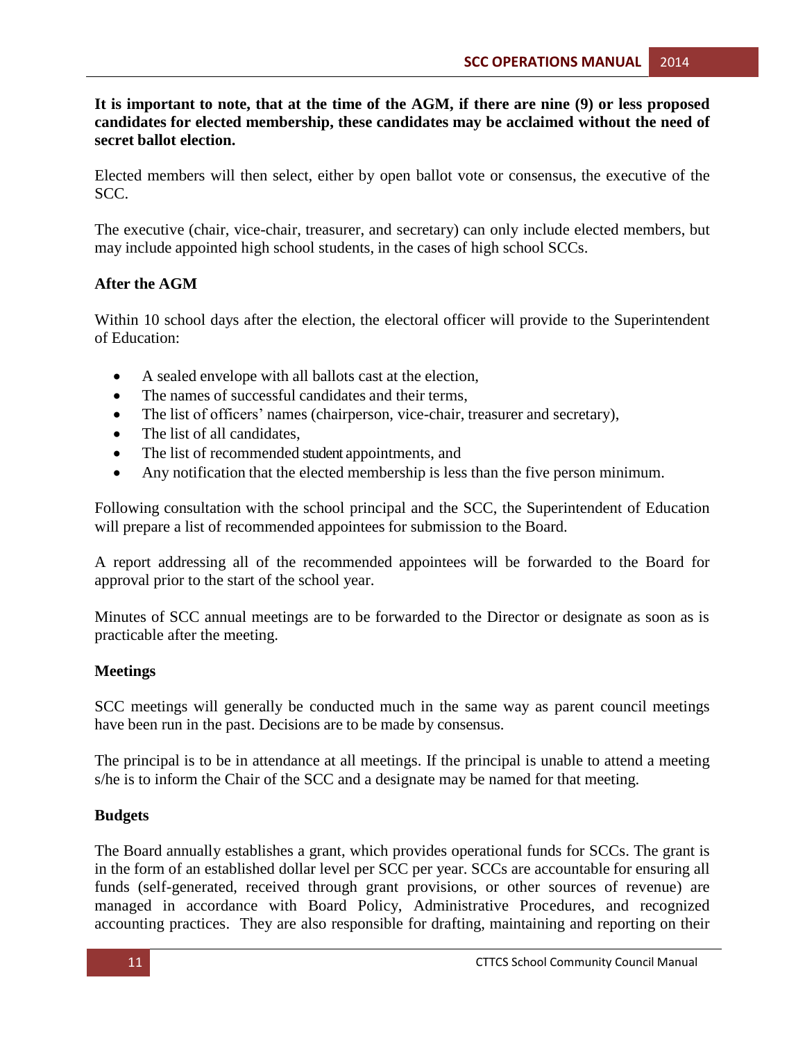**It is important to note, that at the time of the AGM, if there are nine (9) or less proposed candidates for elected membership, these candidates may be acclaimed without the need of secret ballot election.**

Elected members will then select, either by open ballot vote or consensus, the executive of the SCC.

The executive (chair, vice-chair, treasurer, and secretary) can only include elected members, but may include appointed high school students, in the cases of high school SCCs.

### After the AGM

Within 10 school days after the election, the electoral officer will provide to the Superintendent of Education:

- A sealed envelope with all ballots cast at the election,
- The names of successful candidates and their terms,
- The list of officers' names (chairperson, vice-chair, treasurer and secretary),
- The list of all candidates,
- The list of recommended student appointments, and
- Any notification that the elected membership is less than the five person minimum.

Following consultation with the school principal and the SCC, the Superintendent of Education will prepare a list of recommended appointees for submission to the Board.

A report addressing all of the recommended appointees will be forwarded to the Board for approval prior to the start of the school year.

Minutes of SCC annual meetings are to be forwarded to the Director or designate as soon as is practicable after the meeting.

### Meetings

SCC meetings will generally be conducted much in the same way as parent council meetings have been run in the past. Decisions are to be made by consensus.

The principal is to be in attendance at all meetings. If the principal is unable to attend a meeting s/he is to inform the Chair of the SCC and a designate may be named for that meeting.

### Budgets

The Board annually establishes a grant, which provides operational funds for SCCs. The grant is in the form of an established dollar level per SCC per year. SCCs are accountable for ensuring all funds (self-generated, received through grant provisions, or other sources of revenue) are managed in accordance with Board Policy, Administrative Procedures, and recognized accounting practices. They are also responsible for drafting, maintaining and reporting on their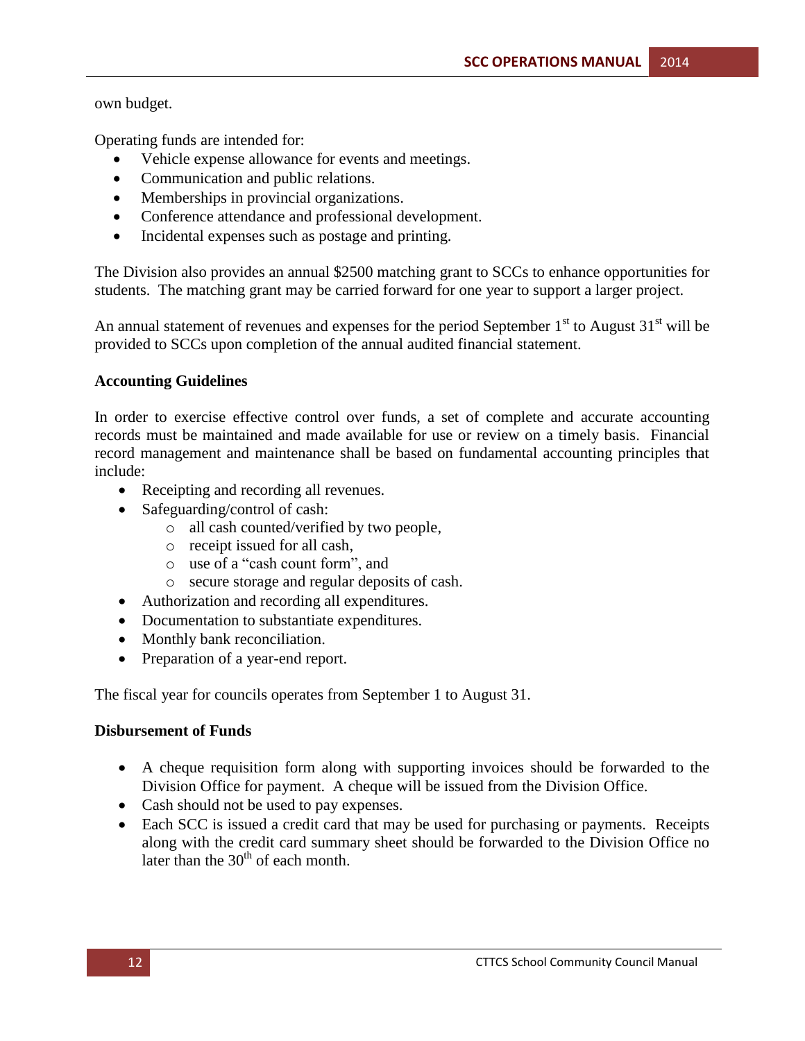own budget.

Operating funds are intended for:

- Vehicle expense allowance for events and meetings.
- Communication and public relations.
- Memberships in provincial organizations.
- Conference attendance and professional development.
- Incidental expenses such as postage and printing.

The Division also provides an annual $2500 matching grant to SCCs to enhance opportunities for students. The matching grant may be carried forward for one year to support a larger project.

An annual statement of revenues and expenses for the period September 1st to August 31st will be provided to SCCs upon completion of the annual audited financial statement.

**Accounting Guidelines**

In order to exercise effective control over funds, a set of complete and accurate accounting records must be maintained and made available for use or review on a timely basis. Financial record management and maintenance shall be based on fundamental accounting principles that include:

- Receipting and recording all revenues.
- Safeguarding/control of cash:
    - all cash counted/verified by two people,
    - receipt issued for all cash,
    - use of a "cash count form", and
    - secure storage and regular deposits of cash.
- Authorization and recording all expenditures.
- Documentation to substantiate expenditures.
- Monthly bank reconciliation.
- Preparation of a year-end report.

The fiscal year for councils operates from September 1 to August 31.

**Disbursement of Funds**

- A cheque requisition form along with supporting invoices should be forwarded to the Division Office for payment. A cheque will be issued from the Division Office.
- Cash should not be used to pay expenses.
- Each SCC is issued a credit card that may be used for purchasing or payments. Receipts along with the credit card summary sheet should be forwarded to the Division Office no later than the 30th of each month.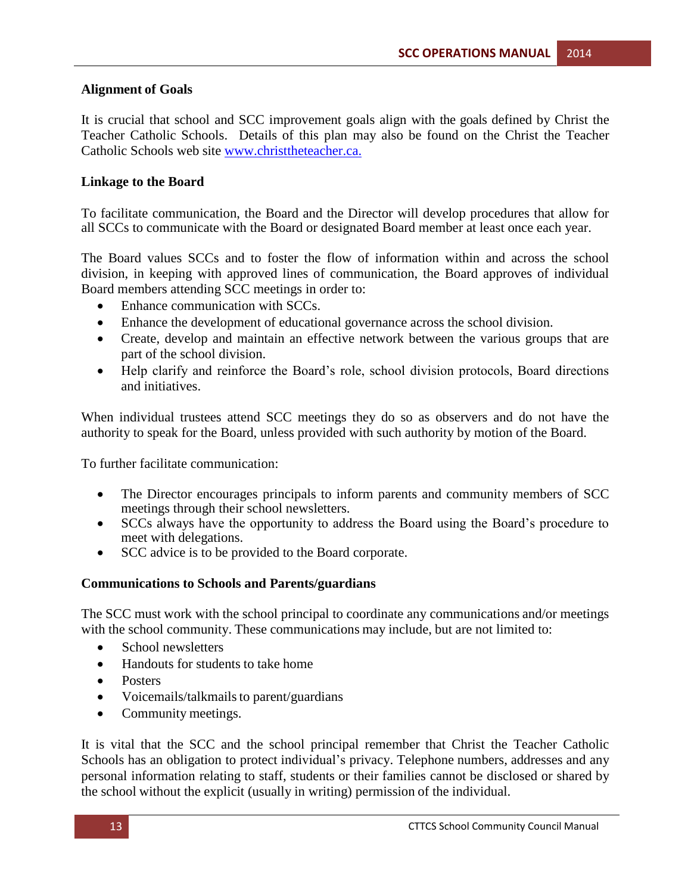**Alignment of Goals**

It is crucial that school and SCC improvement goals align with the goals defined by Christ the Teacher Catholic Schools. Details of this plan may also be found on the Christ the Teacher Catholic Schools web site [www.christtheteacher.ca.](http://www.christtheteacher.ca)

**Linkage to the Board**

To facilitate communication, the Board and the Director will develop procedures that allow for all SCCs to communicate with the Board or designated Board member at least once each year.

The Board values SCCs and to foster the flow of information within and across the school division, in keeping with approved lines of communication, the Board approves of individual Board members attending SCC meetings in order to:

- Enhance communication with SCCs.
- Enhance the development of educational governance across the school division.
- Create, develop and maintain an effective network between the various groups that are part of the school division.
- Help clarify and reinforce the Board's role, school division protocols, Board directions and initiatives.

When individual trustees attend SCC meetings they do so as observers and do not have the authority to speak for the Board, unless provided with such authority by motion of the Board.

To further facilitate communication:

- The Director encourages principals to inform parents and community members of SCC meetings through their school newsletters.
- SCCs always have the opportunity to address the Board using the Board's procedure to meet with delegations.
- SCC advice is to be provided to the Board corporate.

**Communications to Schools and Parents/guardians**

The SCC must work with the school principal to coordinate any communications and/or meetings with the school community. These communications may include, but are not limited to:

- School newsletters
- Handouts for students to take home
- Posters
- Voicemails/talkmails to parent/guardians
- Community meetings.

It is vital that the SCC and the school principal remember that Christ the Teacher Catholic Schools has an obligation to protect individual's privacy. Telephone numbers, addresses and any personal information relating to staff, students or their families cannot be disclosed or shared by the school without the explicit (usually in writing) permission of the individual.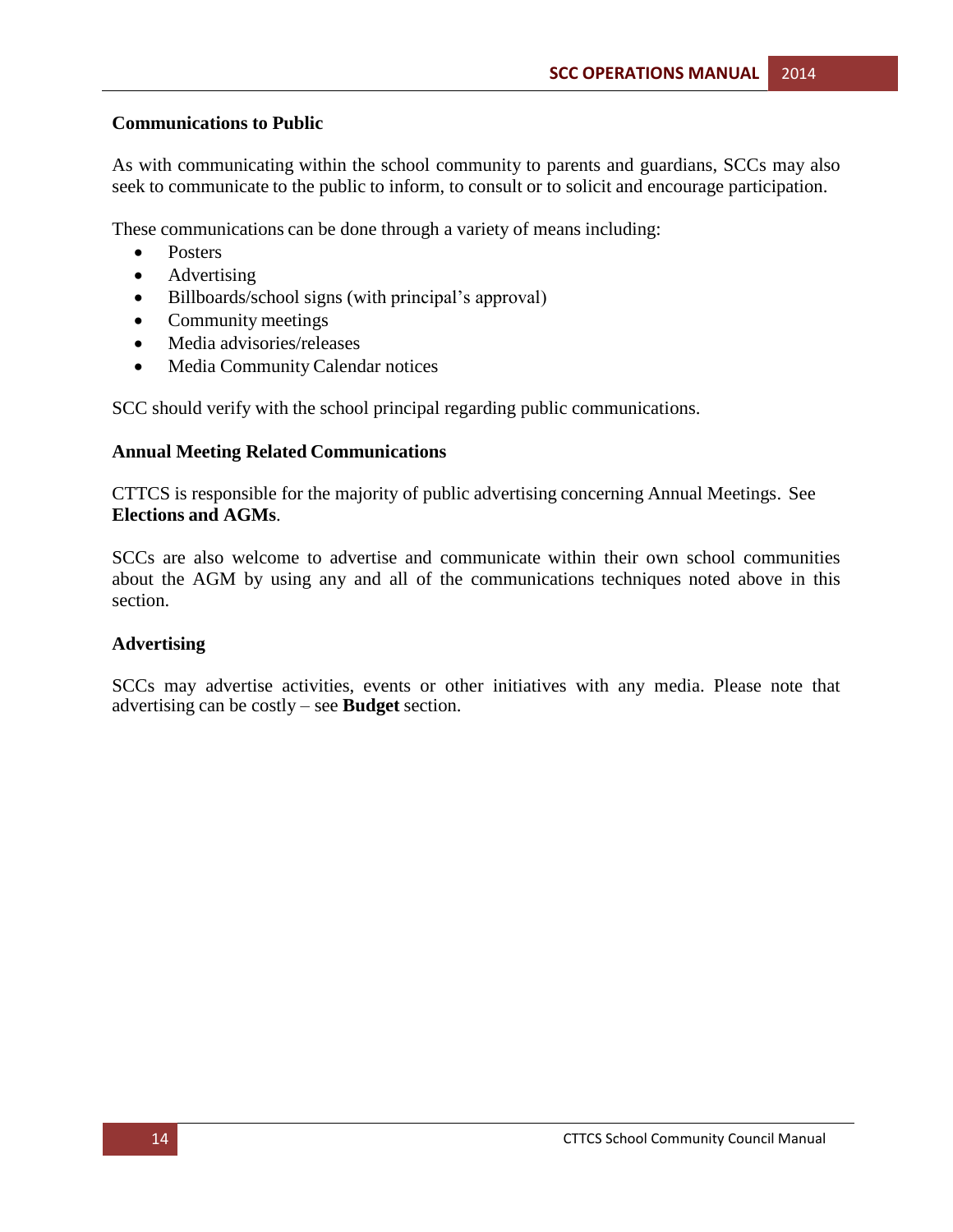### Communications to Public

As with communicating within the school community to parents and guardians, SCCs may also seek to communicate to the public to inform, to consult or to solicit and encourage participation.

These communications can be done through a variety of means including:

- Posters
- Advertising
- Billboards/school signs (with principal's approval)
- Community meetings
- Media advisories/releases
- Media Community Calendar notices

SCC should verify with the school principal regarding public communications.

### Annual Meeting Related Communications

CTTCS is responsible for the majority of public advertising concerning Annual Meetings. See **Elections and AGMs**.

SCCs are also welcome to advertise and communicate within their own school communities about the AGM by using any and all of the communications techniques noted above in this section.

### Advertising

SCCs may advertise activities, events or other initiatives with any media. Please note that advertising can be costly – see **Budget** section.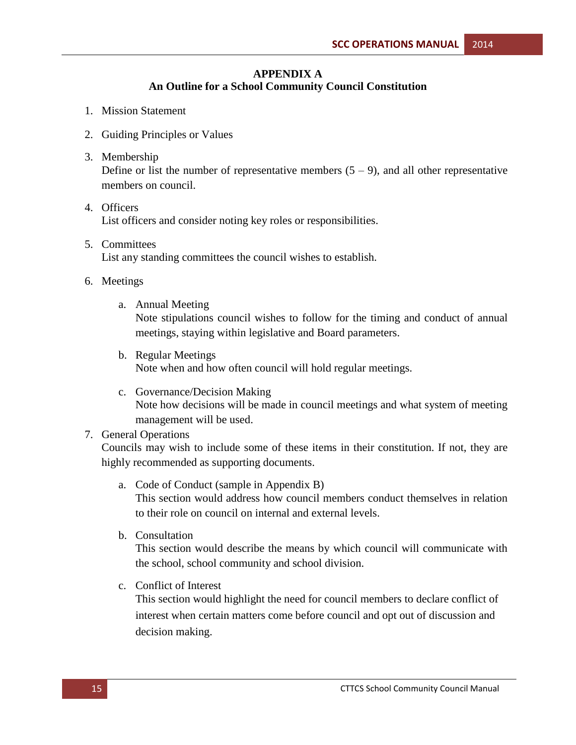## APPENDIX A
## An Outline for a School Community Council Constitution

1. Mission Statement

2. Guiding Principles or Values

3. Membership
   Define or list the number of representative members (5 – 9), and all other representative members on council.

4. Officers
   List officers and consider noting key roles or responsibilities.

5. Committees
   List any standing committees the council wishes to establish.

6. Meetings

   a. Annual Meeting
      Note stipulations council wishes to follow for the timing and conduct of annual meetings, staying within legislative and Board parameters.

   b. Regular Meetings
      Note when and how often council will hold regular meetings.

   c. Governance/Decision Making
      Note how decisions will be made in council meetings and what system of meeting management will be used.

7. General Operations
   Councils may wish to include some of these items in their constitution. If not, they are highly recommended as supporting documents.

   a. Code of Conduct (sample in Appendix B)
      This section would address how council members conduct themselves in relation to their role on council on internal and external levels.

   b. Consultation
      This section would describe the means by which council will communicate with the school, school community and school division.

   c. Conflict of Interest
      This section would highlight the need for council members to declare conflict of interest when certain matters come before council and opt out of discussion and decision making.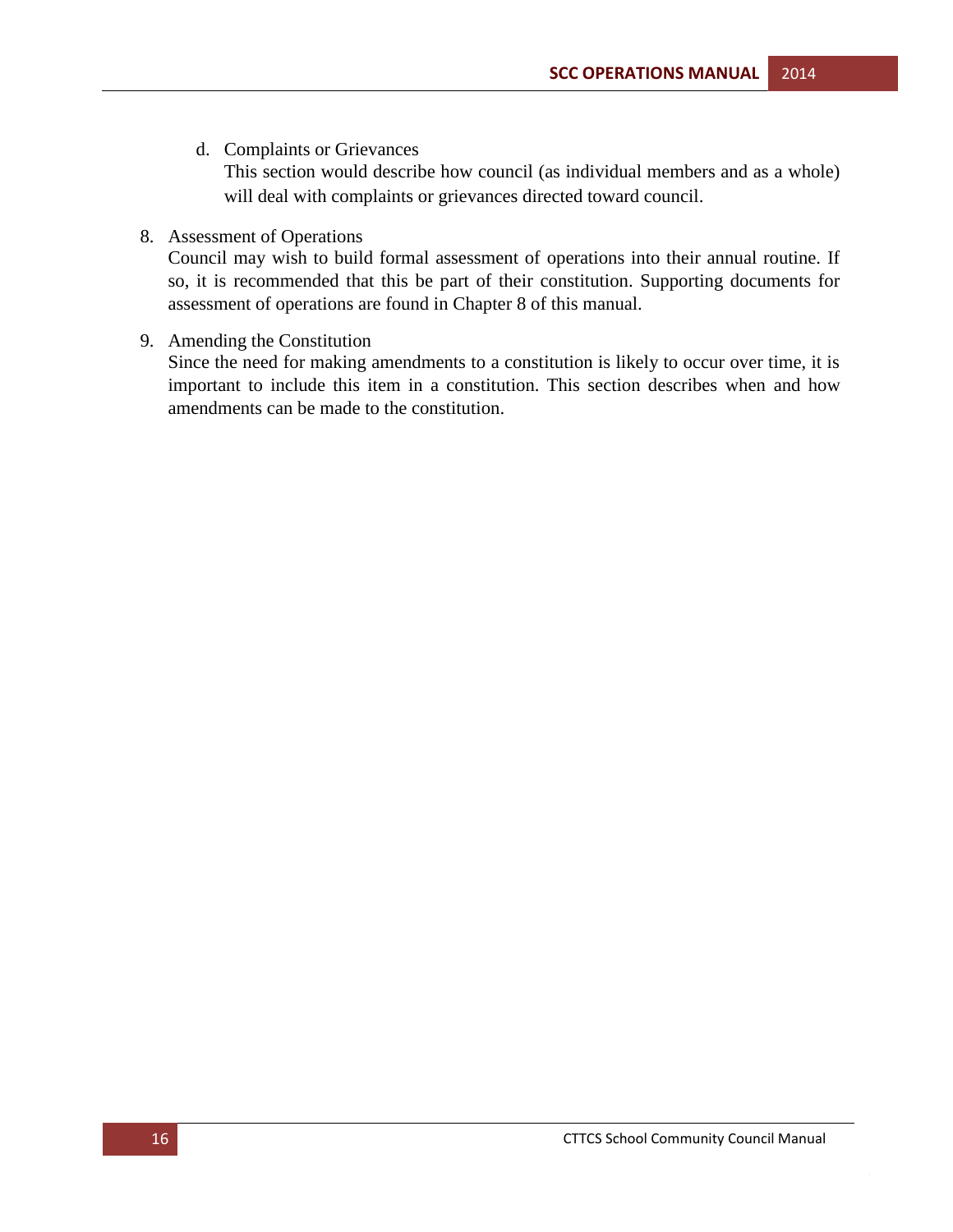d. Complaints or Grievances

   This section would describe how council (as individual members and as a whole) will deal with complaints or grievances directed toward council.

8. Assessment of Operations

   Council may wish to build formal assessment of operations into their annual routine. If so, it is recommended that this be part of their constitution. Supporting documents for assessment of operations are found in Chapter 8 of this manual.

9. Amending the Constitution

   Since the need for making amendments to a constitution is likely to occur over time, it is important to include this item in a constitution. This section describes when and how amendments can be made to the constitution.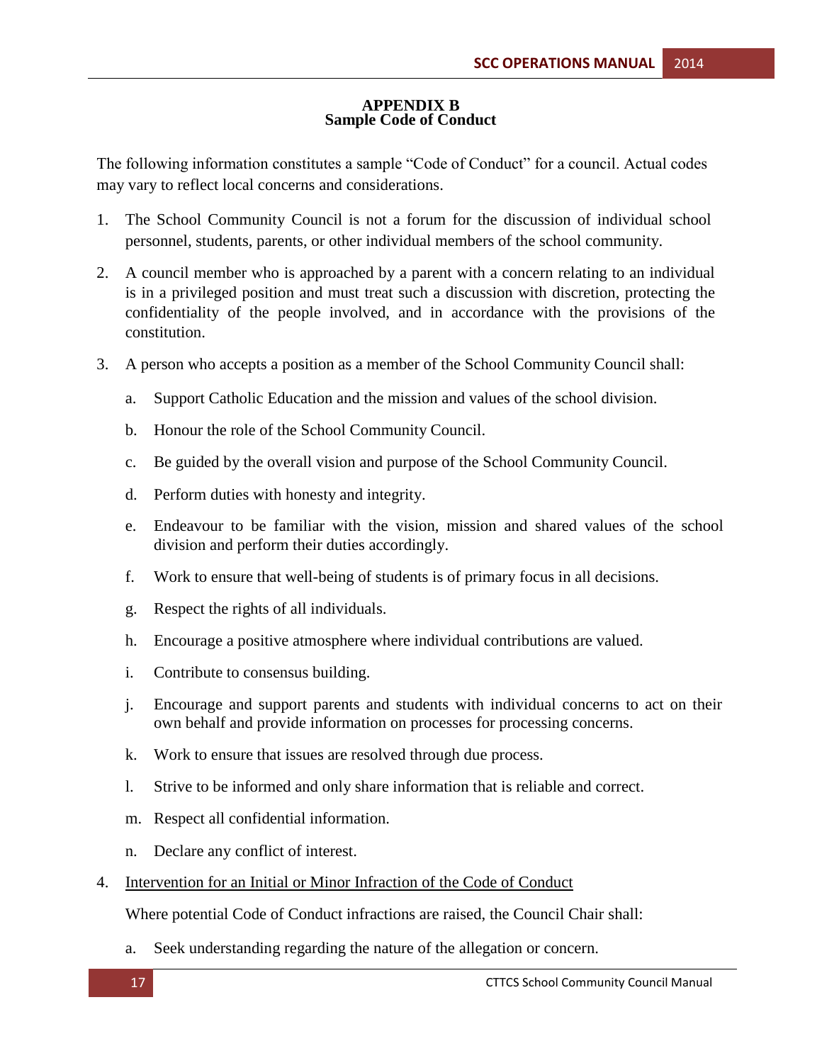# APPENDIX B
## Sample Code of Conduct

The following information constitutes a sample "Code of Conduct" for a council. Actual codes may vary to reflect local concerns and considerations.

1. The School Community Council is not a forum for the discussion of individual school personnel, students, parents, or other individual members of the school community.

2. A council member who is approached by a parent with a concern relating to an individual is in a privileged position and must treat such a discussion with discretion, protecting the confidentiality of the people involved, and in accordance with the provisions of the constitution.

3. A person who accepts a position as a member of the School Community Council shall:

   a. Support Catholic Education and the mission and values of the school division.

   b. Honour the role of the School Community Council.

   c. Be guided by the overall vision and purpose of the School Community Council.

   d. Perform duties with honesty and integrity.

   e. Endeavour to be familiar with the vision, mission and shared values of the school division and perform their duties accordingly.

   f. Work to ensure that well-being of students is of primary focus in all decisions.

   g. Respect the rights of all individuals.

   h. Encourage a positive atmosphere where individual contributions are valued.

   i. Contribute to consensus building.

   j. Encourage and support parents and students with individual concerns to act on their own behalf and provide information on processes for processing concerns.

   k. Work to ensure that issues are resolved through due process.

   l. Strive to be informed and only share information that is reliable and correct.

   m. Respect all confidential information.

   n. Declare any conflict of interest.

4. Intervention for an Initial or Minor Infraction of the Code of Conduct

   Where potential Code of Conduct infractions are raised, the Council Chair shall:

   a. Seek understanding regarding the nature of the allegation or concern.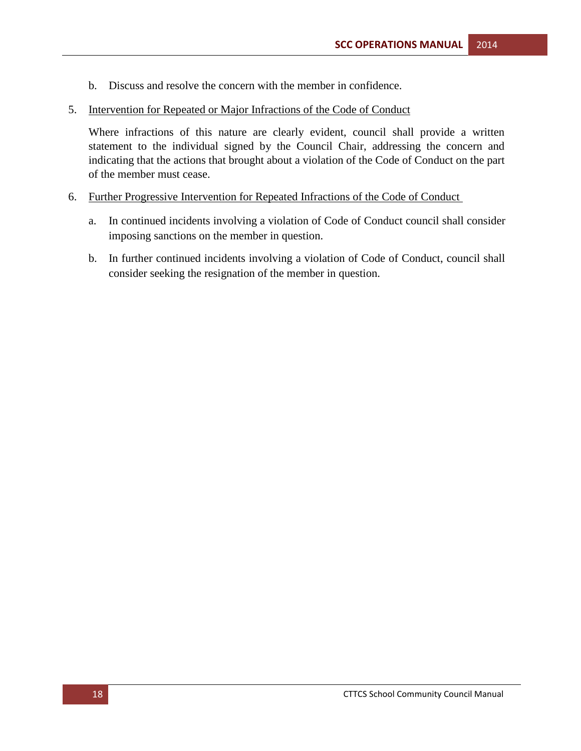b. Discuss and resolve the concern with the member in confidence.

5. Intervention for Repeated or Major Infractions of the Code of Conduct

   Where infractions of this nature are clearly evident, council shall provide a written statement to the individual signed by the Council Chair, addressing the concern and indicating that the actions that brought about a violation of the Code of Conduct on the part of the member must cease.

6. Further Progressive Intervention for Repeated Infractions of the Code of Conduct

   a. In continued incidents involving a violation of Code of Conduct council shall consider imposing sanctions on the member in question.

   b. In further continued incidents involving a violation of Code of Conduct, council shall consider seeking the resignation of the member in question.